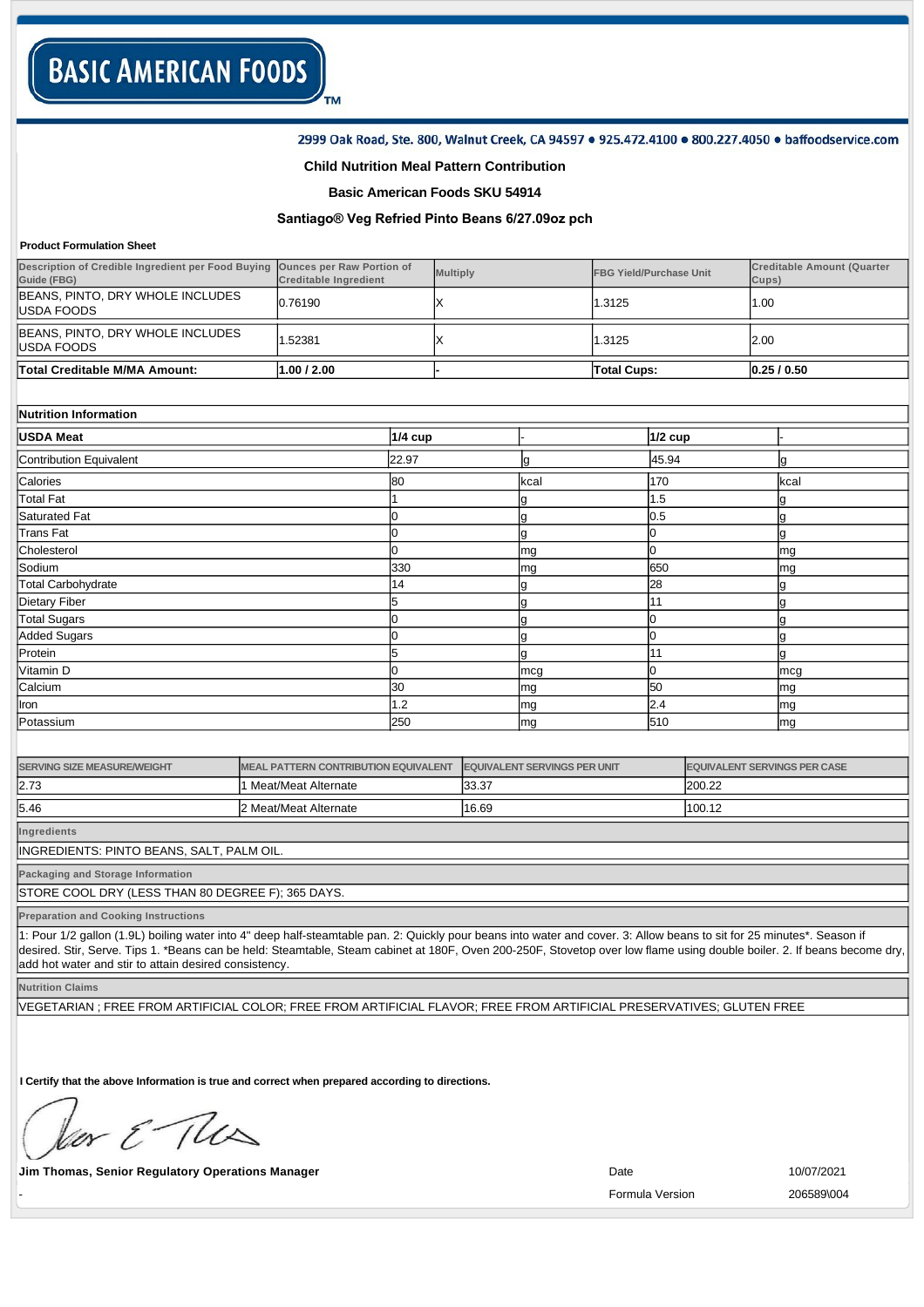# BASIC AMERICAN FOODS™

2999 Oak Road, Ste. 800, Walnut Creek, CA 94597 • 925.472.4100 • 800.227.4050 • baffoodservice.com

**Child Nutrition Meal Pattern Contribution**

**Basic American Foods SKU 54914**

**Santiago® Veg Refried Pinto Beans 6/27.09oz pch**

**Product Formulation Sheet**

| Description of Credible Ingredient per Food Buying Guide (FBG) | Ounces per Raw Portion of Creditable Ingredient | Multiply | FBG Yield/Purchase Unit | Creditable Amount (Quarter Cups) |
|---|---|---|---|---|
| BEANS, PINTO, DRY WHOLE INCLUDES USDA FOODS | 0.76190 | X | 1.3125 | 1.00 |
| BEANS, PINTO, DRY WHOLE INCLUDES USDA FOODS | 1.52381 | X | 1.3125 | 2.00 |
| **Total Creditable M/MA Amount:** | **1.00 / 2.00** | - | **Total Cups:** | **0.25 / 0.50** |

**Nutrition Information**

| **USDA Meat** | **1/4 cup** | - | **1/2 cup** | - |
|---|---|---|---|---|
| Contribution Equivalent | 22.97 | g | 45.94 | g |
| Calories | 80 | kcal | 170 | kcal |
| Total Fat | 1 | g | 1.5 | g |
| Saturated Fat | 0 | g | 0.5 | g |
| Trans Fat | 0 | g | 0 | g |
| Cholesterol | 0 | mg | 0 | mg |
| Sodium | 330 | mg | 650 | mg |
| Total Carbohydrate | 14 | g | 28 | g |
| Dietary Fiber | 5 | g | 11 | g |
| Total Sugars | 0 | g | 0 | g |
| Added Sugars | 0 | g | 0 | g |
| Protein | 5 | g | 11 | g |
| Vitamin D | 0 | mcg | 0 | mcg |
| Calcium | 30 | mg | 50 | mg |
| Iron | 1.2 | mg | 2.4 | mg |
| Potassium | 250 | mg | 510 | mg |

| SERVING SIZE MEASURE/WEIGHT | MEAL PATTERN CONTRIBUTION EQUIVALENT | EQUIVALENT SERVINGS PER UNIT | EQUIVALENT SERVINGS PER CASE |
|---|---|---|---|
| 2.73 | 1 Meat/Meat Alternate | 33.37 | 200.22 |
| 5.46 | 2 Meat/Meat Alternate | 16.69 | 100.12 |

**Ingredients**

INGREDIENTS: PINTO BEANS, SALT, PALM OIL.

**Packaging and Storage Information**

STORE COOL DRY (LESS THAN 80 DEGREE F); 365 DAYS.

**Preparation and Cooking Instructions**

1: Pour 1/2 gallon (1.9L) boiling water into 4" deep half-steamtable pan. 2: Quickly pour beans into water and cover. 3: Allow beans to sit for 25 minutes*. Season if desired. Stir, Serve. Tips 1. *Beans can be held: Steamtable, Steam cabinet at 180F, Oven 200-250F, Stovetop over low flame using double boiler. 2. If beans become dry, add hot water and stir to attain desired consistency.

**Nutrition Claims**

VEGETARIAN ; FREE FROM ARTIFICIAL COLOR; FREE FROM ARTIFICIAL FLAVOR; FREE FROM ARTIFICIAL PRESERVATIVES; GLUTEN FREE

**I Certify that the above Information is true and correct when prepared according to directions.**

**Jim Thomas, Senior Regulatory Operations Manager**

Date 10/07/2021

Formula Version 206589\004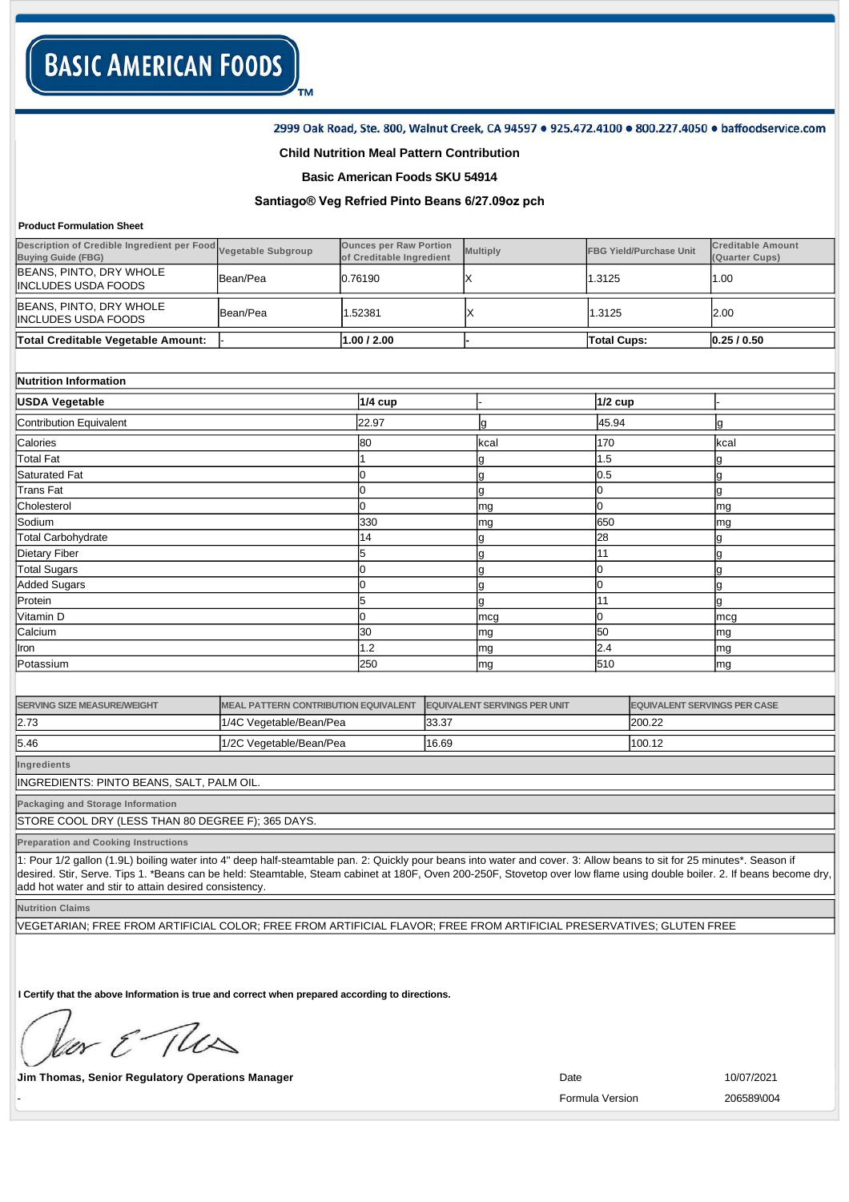# BASIC AMERICAN FOODS

2999 Oak Road, Ste. 800, Walnut Creek, CA 94597 • 925.472.4100 • 800.227.4050 • baffoodservice.com

**Child Nutrition Meal Pattern Contribution**

**Basic American Foods SKU 54914**

**Santiago® Veg Refried Pinto Beans 6/27.09oz pch**

**Product Formulation Sheet**

| Description of Credible Ingredient per Food Buying Guide (FBG) | Vegetable Subgroup | Ounces per Raw Portion of Creditable Ingredient | Multiply | FBG Yield/Purchase Unit | Creditable Amount (Quarter Cups) |
|---|---|---|---|---|---|
| BEANS, PINTO, DRY WHOLE INCLUDES USDA FOODS | Bean/Pea | 0.76190 | X | 1.3125 | 1.00 |
| BEANS, PINTO, DRY WHOLE INCLUDES USDA FOODS | Bean/Pea | 1.52381 | X | 1.3125 | 2.00 |
| **Total Creditable Vegetable Amount:** | - | **1.00 / 2.00** | - | **Total Cups:** | **0.25 / 0.50** |

**Nutrition Information**

| **USDA Vegetable** | **1/4 cup** | - | **1/2 cup** | - |
|---|---|---|---|---|
| Contribution Equivalent | 22.97 | g | 45.94 | g |
| Calories | 80 | kcal | 170 | kcal |
| Total Fat | 1 | g | 1.5 | g |
| Saturated Fat | 0 | g | 0.5 | g |
| Trans Fat | 0 | g | 0 | g |
| Cholesterol | 0 | mg | 0 | mg |
| Sodium | 330 | mg | 650 | mg |
| Total Carbohydrate | 14 | g | 28 | g |
| Dietary Fiber | 5 | g | 11 | g |
| Total Sugars | 0 | g | 0 | g |
| Added Sugars | 0 | g | 0 | g |
| Protein | 5 | g | 11 | g |
| Vitamin D | 0 | mcg | 0 | mcg |
| Calcium | 30 | mg | 50 | mg |
| Iron | 1.2 | mg | 2.4 | mg |
| Potassium | 250 | mg | 510 | mg |

| SERVING SIZE MEASURE/WEIGHT | MEAL PATTERN CONTRIBUTION EQUIVALENT | EQUIVALENT SERVINGS PER UNIT | EQUIVALENT SERVINGS PER CASE |
|---|---|---|---|
| 2.73 | 1/4C Vegetable/Bean/Pea | 33.37 | 200.22 |
| 5.46 | 1/2C Vegetable/Bean/Pea | 16.69 | 100.12 |

**Ingredients**

INGREDIENTS: PINTO BEANS, SALT, PALM OIL.

**Packaging and Storage Information**

STORE COOL DRY (LESS THAN 80 DEGREE F); 365 DAYS.

**Preparation and Cooking Instructions**

1: Pour 1/2 gallon (1.9L) boiling water into 4" deep half-steamtable pan. 2: Quickly pour beans into water and cover. 3: Allow beans to sit for 25 minutes*. Season if desired. Stir, Serve. Tips 1. *Beans can be held: Steamtable, Steam cabinet at 180F, Oven 200-250F, Stovetop over low flame using double boiler. 2. If beans become dry, add hot water and stir to attain desired consistency.

**Nutrition Claims**

VEGETARIAN; FREE FROM ARTIFICIAL COLOR; FREE FROM ARTIFICIAL FLAVOR; FREE FROM ARTIFICIAL PRESERVATIVES; GLUTEN FREE

**I Certify that the above Information is true and correct when prepared according to directions.**

**Jim Thomas, Senior Regulatory Operations Manager**

Date: 10/07/2021

Formula Version: 206589\004